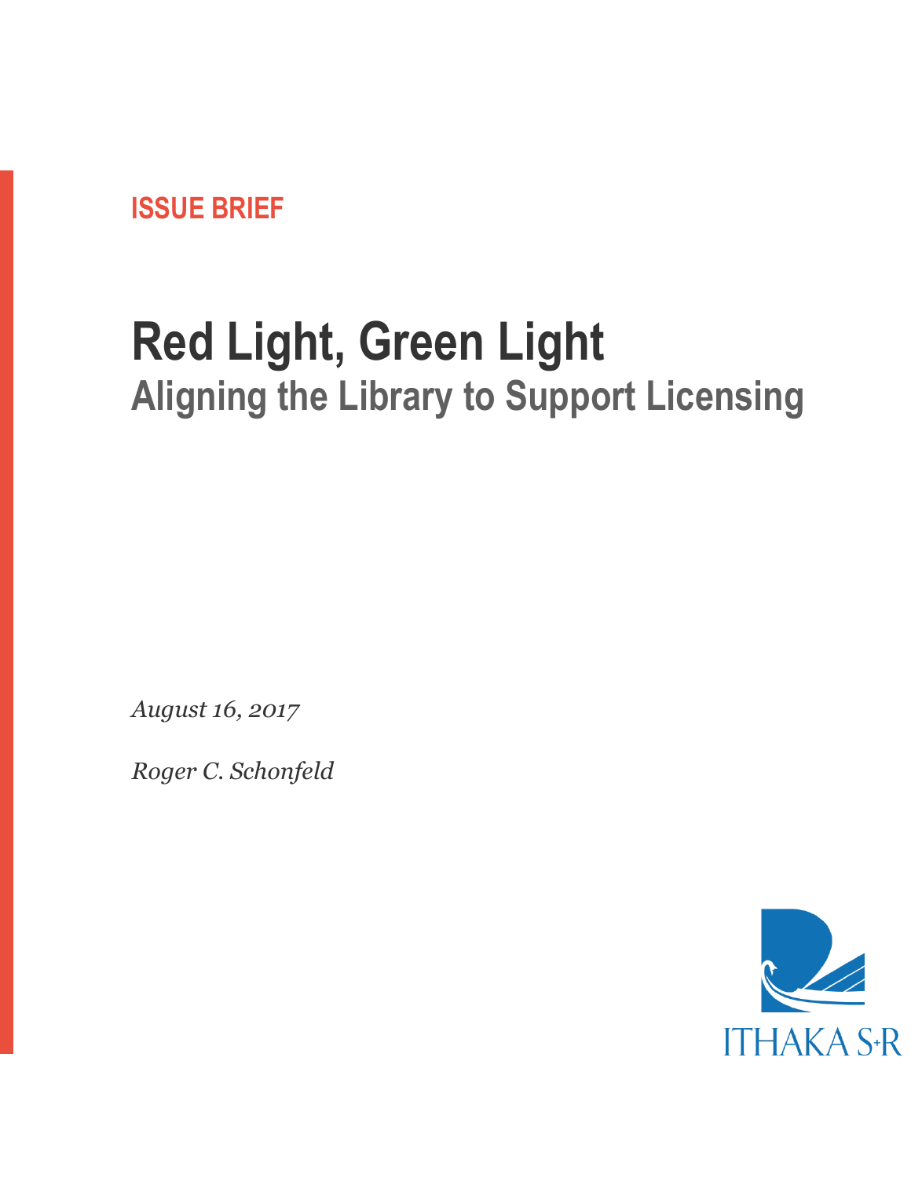**ISSUE BRIEF**

# Red Light, Green Light

## Aligning the Library to Support Licensing

*August 16, 2017*

*Roger C. Schonfeld*

ITHAKA S+R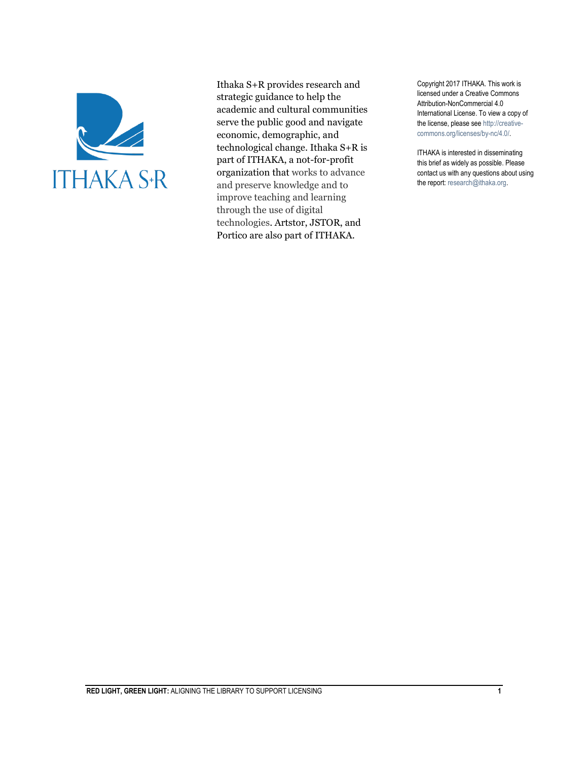Ithaka S+R provides research and strategic guidance to help the academic and cultural communities serve the public good and navigate economic, demographic, and technological change. Ithaka S+R is part of ITHAKA, a not-for-profit organization that works to advance and preserve knowledge and to improve teaching and learning through the use of digital technologies. Artstor, JSTOR, and Portico are also part of ITHAKA.

Copyright 2017 ITHAKA. This work is licensed under a Creative Commons Attribution-NonCommercial 4.0 International License. To view a copy of the license, please see http://creative-commons.org/licenses/by-nc/4.0/.

ITHAKA is interested in disseminating this brief as widely as possible. Please contact us with any questions about using the report: research@ithaka.org.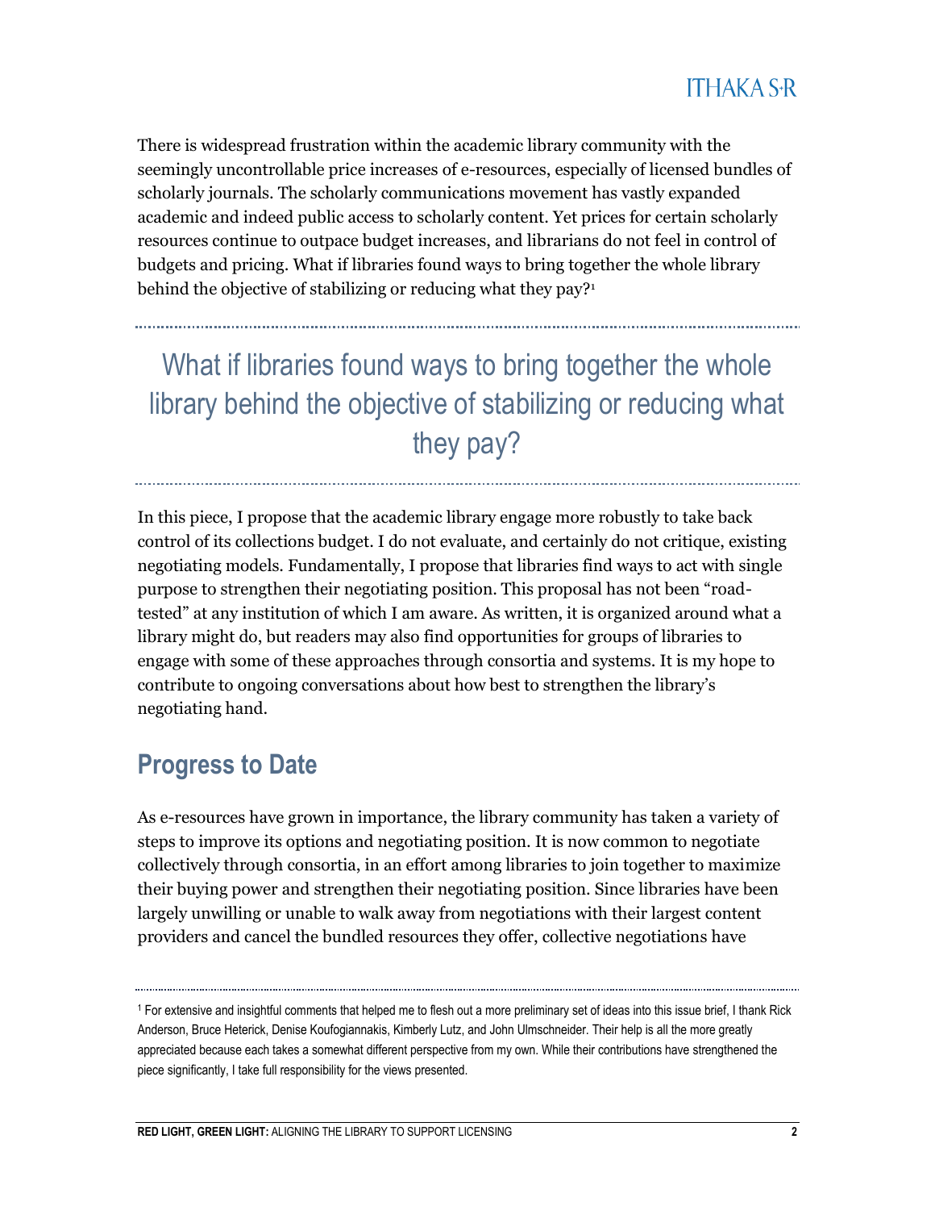There is widespread frustration within the academic library community with the seemingly uncontrollable price increases of e-resources, especially of licensed bundles of scholarly journals. The scholarly communications movement has vastly expanded academic and indeed public access to scholarly content. Yet prices for certain scholarly resources continue to outpace budget increases, and librarians do not feel in control of budgets and pricing. What if libraries found ways to bring together the whole library behind the objective of stabilizing or reducing what they pay?[1]

> What if libraries found ways to bring together the whole library behind the objective of stabilizing or reducing what they pay?

In this piece, I propose that the academic library engage more robustly to take back control of its collections budget. I do not evaluate, and certainly do not critique, existing negotiating models. Fundamentally, I propose that libraries find ways to act with single purpose to strengthen their negotiating position. This proposal has not been "road-tested" at any institution of which I am aware. As written, it is organized around what a library might do, but readers may also find opportunities for groups of libraries to engage with some of these approaches through consortia and systems. It is my hope to contribute to ongoing conversations about how best to strengthen the library's negotiating hand.

## Progress to Date

As e-resources have grown in importance, the library community has taken a variety of steps to improve its options and negotiating position. It is now common to negotiate collectively through consortia, in an effort among libraries to join together to maximize their buying power and strengthen their negotiating position. Since libraries have been largely unwilling or unable to walk away from negotiations with their largest content providers and cancel the bundled resources they offer, collective negotiations have

[1] For extensive and insightful comments that helped me to flesh out a more preliminary set of ideas into this issue brief, I thank Rick Anderson, Bruce Heterick, Denise Koufogiannakis, Kimberly Lutz, and John Ulmschneider. Their help is all the more greatly appreciated because each takes a somewhat different perspective from my own. While their contributions have strengthened the piece significantly, I take full responsibility for the views presented.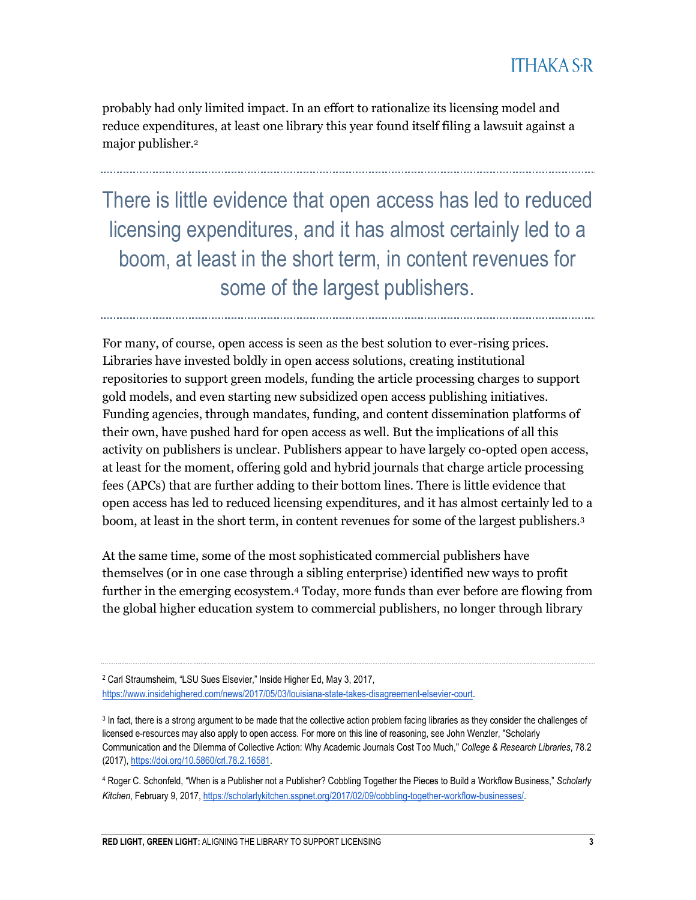probably had only limited impact. In an effort to rationalize its licensing model and reduce expenditures, at least one library this year found itself filing a lawsuit against a major publisher.[2]

> There is little evidence that open access has led to reduced licensing expenditures, and it has almost certainly led to a boom, at least in the short term, in content revenues for some of the largest publishers.

For many, of course, open access is seen as the best solution to ever-rising prices. Libraries have invested boldly in open access solutions, creating institutional repositories to support green models, funding the article processing charges to support gold models, and even starting new subsidized open access publishing initiatives. Funding agencies, through mandates, funding, and content dissemination platforms of their own, have pushed hard for open access as well. But the implications of all this activity on publishers is unclear. Publishers appear to have largely co-opted open access, at least for the moment, offering gold and hybrid journals that charge article processing fees (APCs) that are further adding to their bottom lines. There is little evidence that open access has led to reduced licensing expenditures, and it has almost certainly led to a boom, at least in the short term, in content revenues for some of the largest publishers.[3]

At the same time, some of the most sophisticated commercial publishers have themselves (or in one case through a sibling enterprise) identified new ways to profit further in the emerging ecosystem.[4] Today, more funds than ever before are flowing from the global higher education system to commercial publishers, no longer through library

---

[2] Carl Straumsheim, "LSU Sues Elsevier," Inside Higher Ed, May 3, 2017, https://www.insidehighered.com/news/2017/05/03/louisiana-state-takes-disagreement-elsevier-court.

[3] In fact, there is a strong argument to be made that the collective action problem facing libraries as they consider the challenges of licensed e-resources may also apply to open access. For more on this line of reasoning, see John Wenzler, "Scholarly Communication and the Dilemma of Collective Action: Why Academic Journals Cost Too Much," *College & Research Libraries*, 78.2 (2017), https://doi.org/10.5860/crl.78.2.16581.

[4] Roger C. Schonfeld, "When is a Publisher not a Publisher? Cobbling Together the Pieces to Build a Workflow Business," *Scholarly Kitchen*, February 9, 2017, https://scholarlykitchen.sspnet.org/2017/02/09/cobbling-together-workflow-businesses/.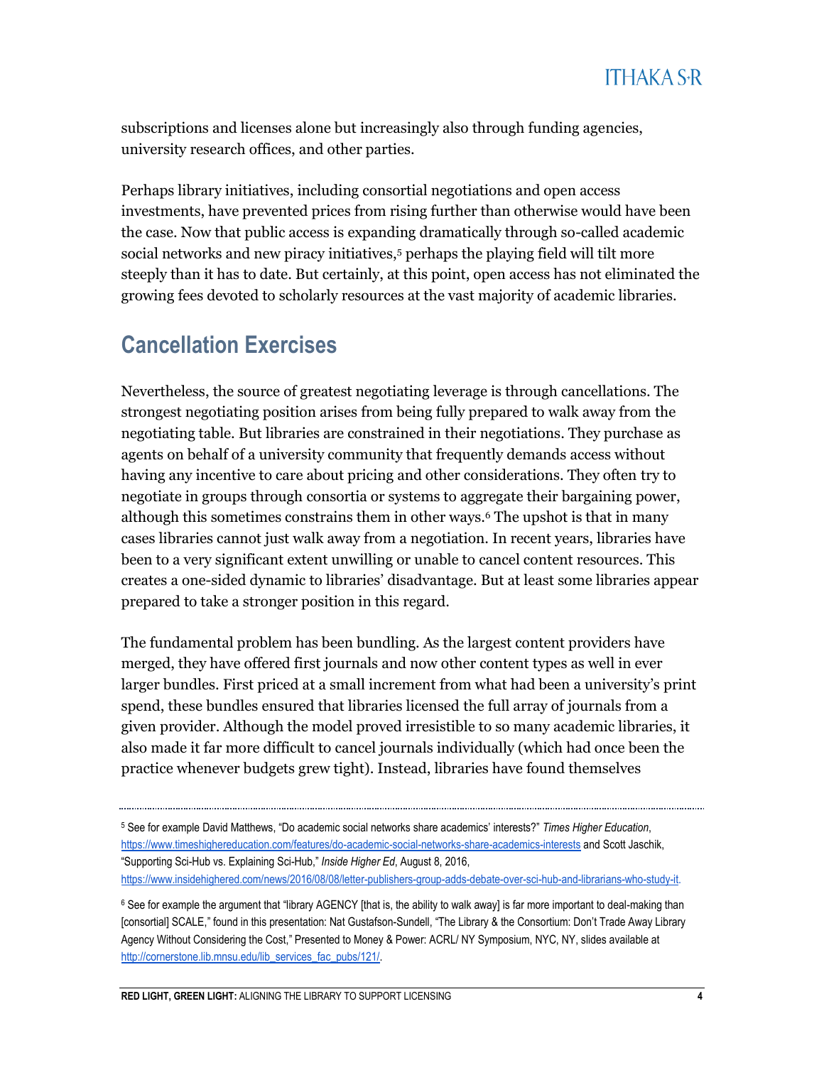subscriptions and licenses alone but increasingly also through funding agencies, university research offices, and other parties.

Perhaps library initiatives, including consortial negotiations and open access investments, have prevented prices from rising further than otherwise would have been the case. Now that public access is expanding dramatically through so-called academic social networks and new piracy initiatives,[5] perhaps the playing field will tilt more steeply than it has to date. But certainly, at this point, open access has not eliminated the growing fees devoted to scholarly resources at the vast majority of academic libraries.

## Cancellation Exercises

Nevertheless, the source of greatest negotiating leverage is through cancellations. The strongest negotiating position arises from being fully prepared to walk away from the negotiating table. But libraries are constrained in their negotiations. They purchase as agents on behalf of a university community that frequently demands access without having any incentive to care about pricing and other considerations. They often try to negotiate in groups through consortia or systems to aggregate their bargaining power, although this sometimes constrains them in other ways.[6] The upshot is that in many cases libraries cannot just walk away from a negotiation. In recent years, libraries have been to a very significant extent unwilling or unable to cancel content resources. This creates a one-sided dynamic to libraries' disadvantage. But at least some libraries appear prepared to take a stronger position in this regard.

The fundamental problem has been bundling. As the largest content providers have merged, they have offered first journals and now other content types as well in ever larger bundles. First priced at a small increment from what had been a university's print spend, these bundles ensured that libraries licensed the full array of journals from a given provider. Although the model proved irresistible to so many academic libraries, it also made it far more difficult to cancel journals individually (which had once been the practice whenever budgets grew tight). Instead, libraries have found themselves

---

[5] See for example David Matthews, "Do academic social networks share academics' interests?" *Times Higher Education*, https://www.timeshighereducation.com/features/do-academic-social-networks-share-academics-interests and Scott Jaschik, "Supporting Sci-Hub vs. Explaining Sci-Hub," *Inside Higher Ed*, August 8, 2016, https://www.insidehighered.com/news/2016/08/08/letter-publishers-group-adds-debate-over-sci-hub-and-librarians-who-study-it.

[6] See for example the argument that "library AGENCY [that is, the ability to walk away] is far more important to deal-making than [consortial] SCALE," found in this presentation: Nat Gustafson-Sundell, "The Library & the Consortium: Don't Trade Away Library Agency Without Considering the Cost," Presented to Money & Power: ACRL/ NY Symposium, NYC, NY, slides available at http://cornerstone.lib.mnsu.edu/lib_services_fac_pubs/121/.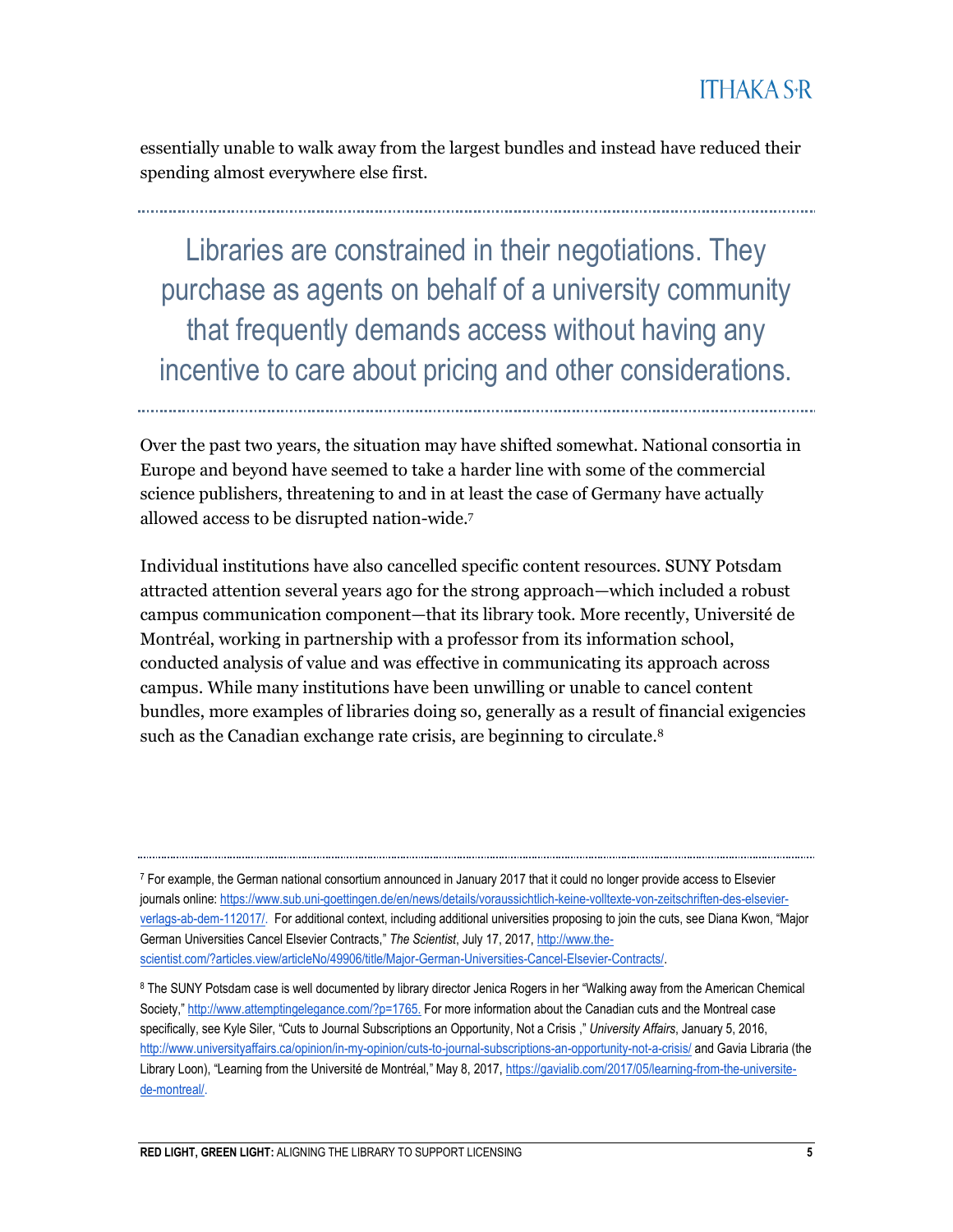essentially unable to walk away from the largest bundles and instead have reduced their spending almost everywhere else first.

> Libraries are constrained in their negotiations. They purchase as agents on behalf of a university community that frequently demands access without having any incentive to care about pricing and other considerations.

Over the past two years, the situation may have shifted somewhat. National consortia in Europe and beyond have seemed to take a harder line with some of the commercial science publishers, threatening to and in at least the case of Germany have actually allowed access to be disrupted nation-wide.[7]

Individual institutions have also cancelled specific content resources. SUNY Potsdam attracted attention several years ago for the strong approach—which included a robust campus communication component—that its library took. More recently, Université de Montréal, working in partnership with a professor from its information school, conducted analysis of value and was effective in communicating its approach across campus. While many institutions have been unwilling or unable to cancel content bundles, more examples of libraries doing so, generally as a result of financial exigencies such as the Canadian exchange rate crisis, are beginning to circulate.[8]

---

[7] For example, the German national consortium announced in January 2017 that it could no longer provide access to Elsevier journals online: https://www.sub.uni-goettingen.de/en/news/details/voraussichtlich-keine-volltexte-von-zeitschriften-des-elsevier-verlags-ab-dem-112017/. For additional context, including additional universities proposing to join the cuts, see Diana Kwon, "Major German Universities Cancel Elsevier Contracts," *The Scientist*, July 17, 2017, http://www.the-scientist.com/?articles.view/articleNo/49906/title/Major-German-Universities-Cancel-Elsevier-Contracts/.

[8] The SUNY Potsdam case is well documented by library director Jenica Rogers in her "Walking away from the American Chemical Society," http://www.attemptingelegance.com/?p=1765. For more information about the Canadian cuts and the Montreal case specifically, see Kyle Siler, "Cuts to Journal Subscriptions an Opportunity, Not a Crisis ," *University Affairs*, January 5, 2016, http://www.universityaffairs.ca/opinion/in-my-opinion/cuts-to-journal-subscriptions-an-opportunity-not-a-crisis/ and Gavia Libraria (the Library Loon), "Learning from the Université de Montréal," May 8, 2017, https://gavialib.com/2017/05/learning-from-the-universite-de-montreal/.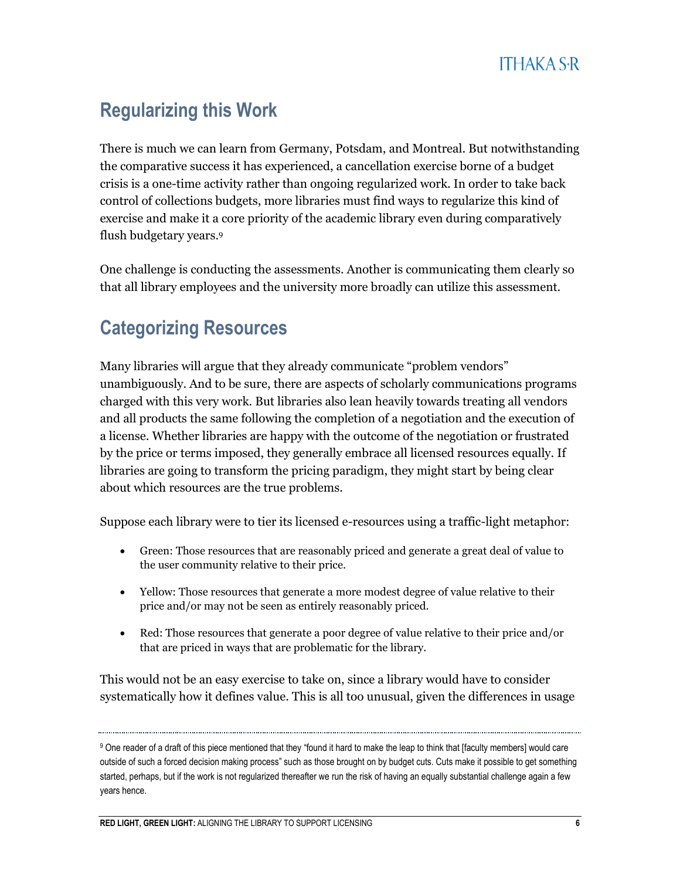## Regularizing this Work

There is much we can learn from Germany, Potsdam, and Montreal. But notwithstanding the comparative success it has experienced, a cancellation exercise borne of a budget crisis is a one-time activity rather than ongoing regularized work. In order to take back control of collections budgets, more libraries must find ways to regularize this kind of exercise and make it a core priority of the academic library even during comparatively flush budgetary years.[9]

One challenge is conducting the assessments. Another is communicating them clearly so that all library employees and the university more broadly can utilize this assessment.

## Categorizing Resources

Many libraries will argue that they already communicate "problem vendors" unambiguously. And to be sure, there are aspects of scholarly communications programs charged with this very work. But libraries also lean heavily towards treating all vendors and all products the same following the completion of a negotiation and the execution of a license. Whether libraries are happy with the outcome of the negotiation or frustrated by the price or terms imposed, they generally embrace all licensed resources equally. If libraries are going to transform the pricing paradigm, they might start by being clear about which resources are the true problems.

Suppose each library were to tier its licensed e-resources using a traffic-light metaphor:

- Green: Those resources that are reasonably priced and generate a great deal of value to the user community relative to their price.
- Yellow: Those resources that generate a more modest degree of value relative to their price and/or may not be seen as entirely reasonably priced.
- Red: Those resources that generate a poor degree of value relative to their price and/or that are priced in ways that are problematic for the library.

This would not be an easy exercise to take on, since a library would have to consider systematically how it defines value. This is all too unusual, given the differences in usage

[9] One reader of a draft of this piece mentioned that they "found it hard to make the leap to think that [faculty members] would care outside of such a forced decision making process" such as those brought on by budget cuts. Cuts make it possible to get something started, perhaps, but if the work is not regularized thereafter we run the risk of having an equally substantial challenge again a few years hence.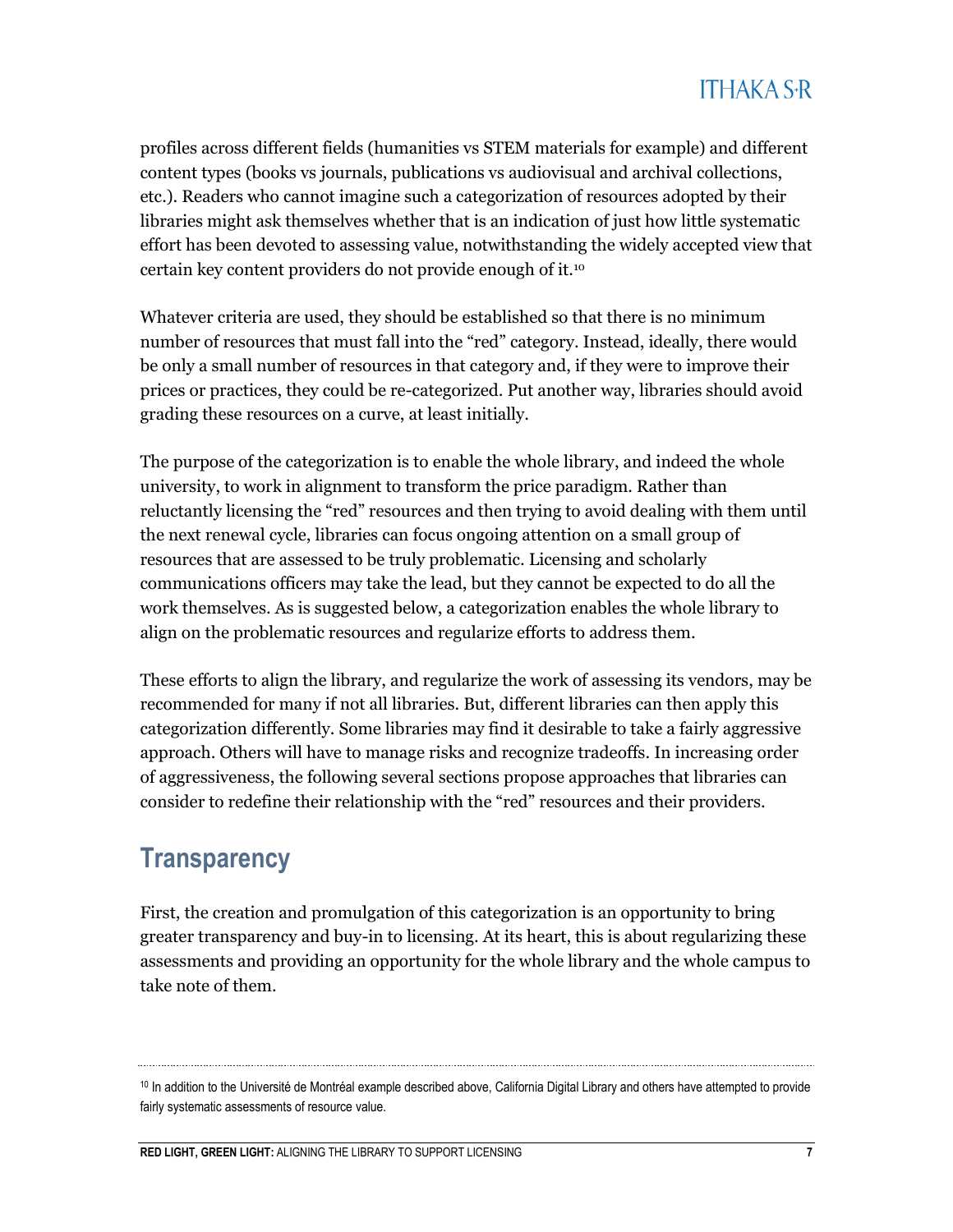profiles across different fields (humanities vs STEM materials for example) and different content types (books vs journals, publications vs audiovisual and archival collections, etc.). Readers who cannot imagine such a categorization of resources adopted by their libraries might ask themselves whether that is an indication of just how little systematic effort has been devoted to assessing value, notwithstanding the widely accepted view that certain key content providers do not provide enough of it.[10]

Whatever criteria are used, they should be established so that there is no minimum number of resources that must fall into the "red" category. Instead, ideally, there would be only a small number of resources in that category and, if they were to improve their prices or practices, they could be re-categorized. Put another way, libraries should avoid grading these resources on a curve, at least initially.

The purpose of the categorization is to enable the whole library, and indeed the whole university, to work in alignment to transform the price paradigm. Rather than reluctantly licensing the "red" resources and then trying to avoid dealing with them until the next renewal cycle, libraries can focus ongoing attention on a small group of resources that are assessed to be truly problematic. Licensing and scholarly communications officers may take the lead, but they cannot be expected to do all the work themselves. As is suggested below, a categorization enables the whole library to align on the problematic resources and regularize efforts to address them.

These efforts to align the library, and regularize the work of assessing its vendors, may be recommended for many if not all libraries. But, different libraries can then apply this categorization differently. Some libraries may find it desirable to take a fairly aggressive approach. Others will have to manage risks and recognize tradeoffs. In increasing order of aggressiveness, the following several sections propose approaches that libraries can consider to redefine their relationship with the "red" resources and their providers.

## Transparency

First, the creation and promulgation of this categorization is an opportunity to bring greater transparency and buy-in to licensing. At its heart, this is about regularizing these assessments and providing an opportunity for the whole library and the whole campus to take note of them.

---

[10] In addition to the Université de Montréal example described above, California Digital Library and others have attempted to provide fairly systematic assessments of resource value.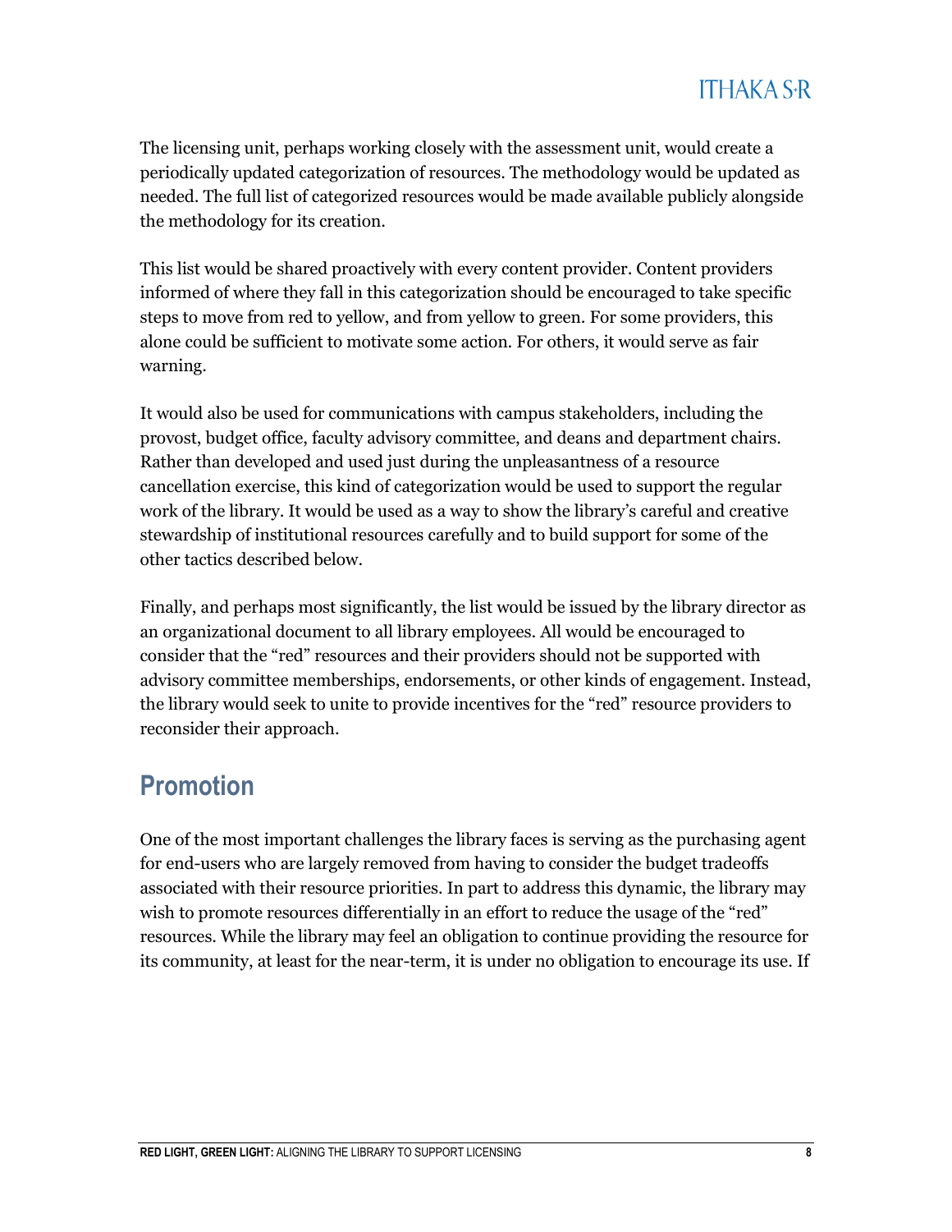The licensing unit, perhaps working closely with the assessment unit, would create a periodically updated categorization of resources. The methodology would be updated as needed. The full list of categorized resources would be made available publicly alongside the methodology for its creation.

This list would be shared proactively with every content provider. Content providers informed of where they fall in this categorization should be encouraged to take specific steps to move from red to yellow, and from yellow to green. For some providers, this alone could be sufficient to motivate some action. For others, it would serve as fair warning.

It would also be used for communications with campus stakeholders, including the provost, budget office, faculty advisory committee, and deans and department chairs. Rather than developed and used just during the unpleasantness of a resource cancellation exercise, this kind of categorization would be used to support the regular work of the library. It would be used as a way to show the library's careful and creative stewardship of institutional resources carefully and to build support for some of the other tactics described below.

Finally, and perhaps most significantly, the list would be issued by the library director as an organizational document to all library employees. All would be encouraged to consider that the "red" resources and their providers should not be supported with advisory committee memberships, endorsements, or other kinds of engagement. Instead, the library would seek to unite to provide incentives for the "red" resource providers to reconsider their approach.

## Promotion

One of the most important challenges the library faces is serving as the purchasing agent for end-users who are largely removed from having to consider the budget tradeoffs associated with their resource priorities. In part to address this dynamic, the library may wish to promote resources differentially in an effort to reduce the usage of the "red" resources. While the library may feel an obligation to continue providing the resource for its community, at least for the near-term, it is under no obligation to encourage its use. If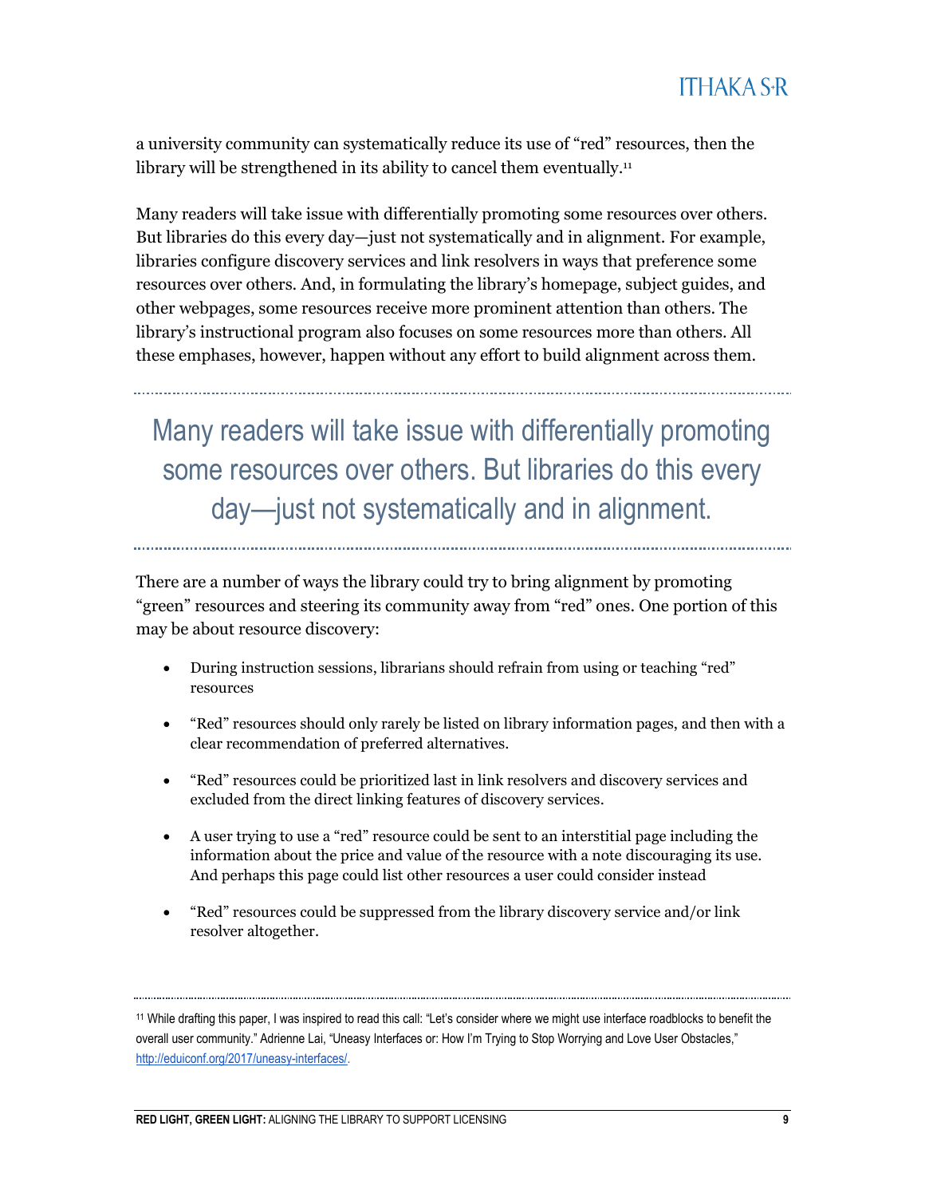a university community can systematically reduce its use of "red" resources, then the library will be strengthened in its ability to cancel them eventually.[11]

Many readers will take issue with differentially promoting some resources over others. But libraries do this every day—just not systematically and in alignment. For example, libraries configure discovery services and link resolvers in ways that preference some resources over others. And, in formulating the library's homepage, subject guides, and other webpages, some resources receive more prominent attention than others. The library's instructional program also focuses on some resources more than others. All these emphases, however, happen without any effort to build alignment across them.

> Many readers will take issue with differentially promoting some resources over others. But libraries do this every day—just not systematically and in alignment.

There are a number of ways the library could try to bring alignment by promoting "green" resources and steering its community away from "red" ones. One portion of this may be about resource discovery:

- During instruction sessions, librarians should refrain from using or teaching "red" resources
- "Red" resources should only rarely be listed on library information pages, and then with a clear recommendation of preferred alternatives.
- "Red" resources could be prioritized last in link resolvers and discovery services and excluded from the direct linking features of discovery services.
- A user trying to use a "red" resource could be sent to an interstitial page including the information about the price and value of the resource with a note discouraging its use. And perhaps this page could list other resources a user could consider instead
- "Red" resources could be suppressed from the library discovery service and/or link resolver altogether.

---

[11] While drafting this paper, I was inspired to read this call: "Let's consider where we might use interface roadblocks to benefit the overall user community." Adrienne Lai, "Uneasy Interfaces or: How I'm Trying to Stop Worrying and Love User Obstacles," http://eduiconf.org/2017/uneasy-interfaces/.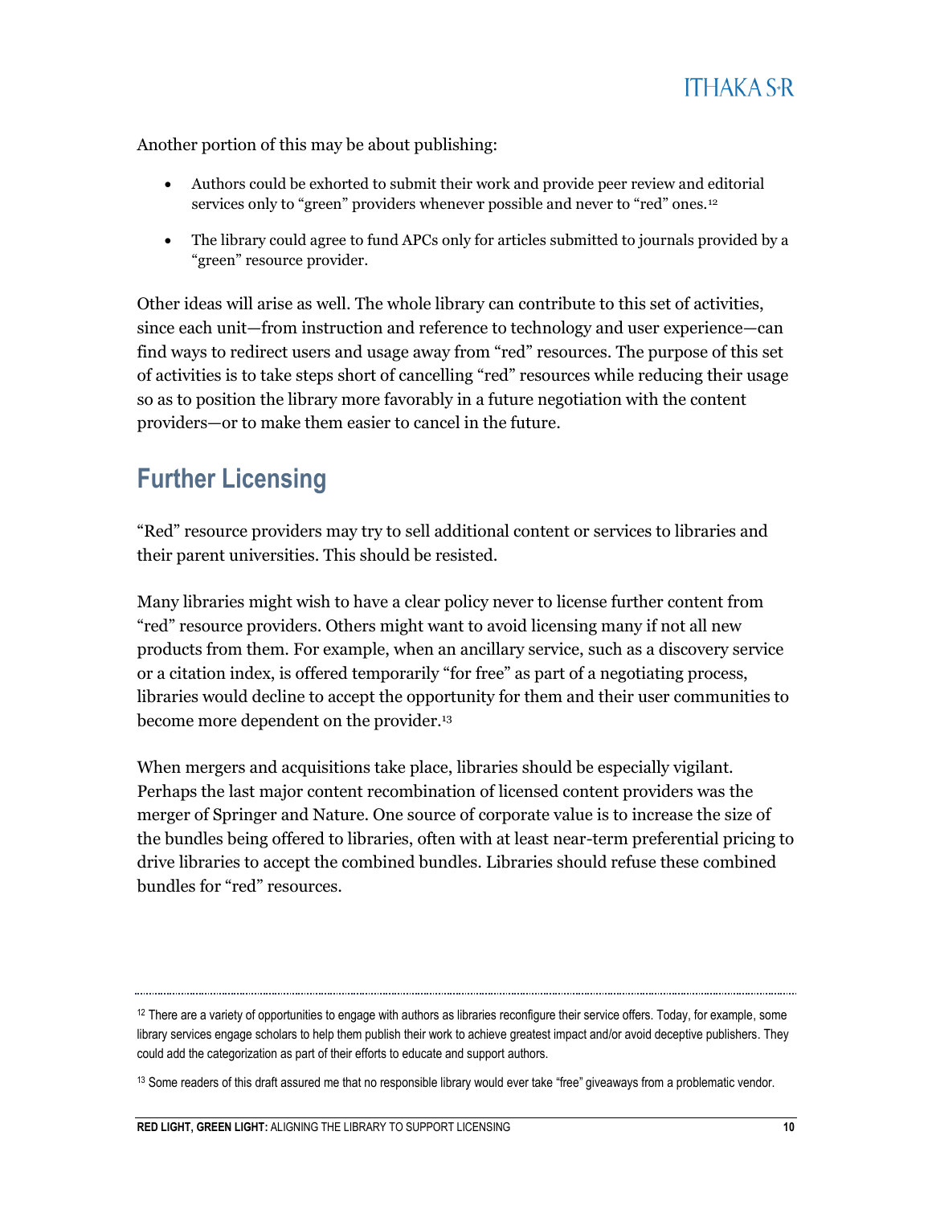Another portion of this may be about publishing:

- Authors could be exhorted to submit their work and provide peer review and editorial services only to "green" providers whenever possible and never to "red" ones.[12]
- The library could agree to fund APCs only for articles submitted to journals provided by a "green" resource provider.

Other ideas will arise as well. The whole library can contribute to this set of activities, since each unit—from instruction and reference to technology and user experience—can find ways to redirect users and usage away from "red" resources. The purpose of this set of activities is to take steps short of cancelling "red" resources while reducing their usage so as to position the library more favorably in a future negotiation with the content providers—or to make them easier to cancel in the future.

## Further Licensing

"Red" resource providers may try to sell additional content or services to libraries and their parent universities. This should be resisted.

Many libraries might wish to have a clear policy never to license further content from "red" resource providers. Others might want to avoid licensing many if not all new products from them. For example, when an ancillary service, such as a discovery service or a citation index, is offered temporarily "for free" as part of a negotiating process, libraries would decline to accept the opportunity for them and their user communities to become more dependent on the provider.[13]

When mergers and acquisitions take place, libraries should be especially vigilant. Perhaps the last major content recombination of licensed content providers was the merger of Springer and Nature. One source of corporate value is to increase the size of the bundles being offered to libraries, often with at least near-term preferential pricing to drive libraries to accept the combined bundles. Libraries should refuse these combined bundles for "red" resources.

---

[12] There are a variety of opportunities to engage with authors as libraries reconfigure their service offers. Today, for example, some library services engage scholars to help them publish their work to achieve greatest impact and/or avoid deceptive publishers. They could add the categorization as part of their efforts to educate and support authors.

[13] Some readers of this draft assured me that no responsible library would ever take "free" giveaways from a problematic vendor.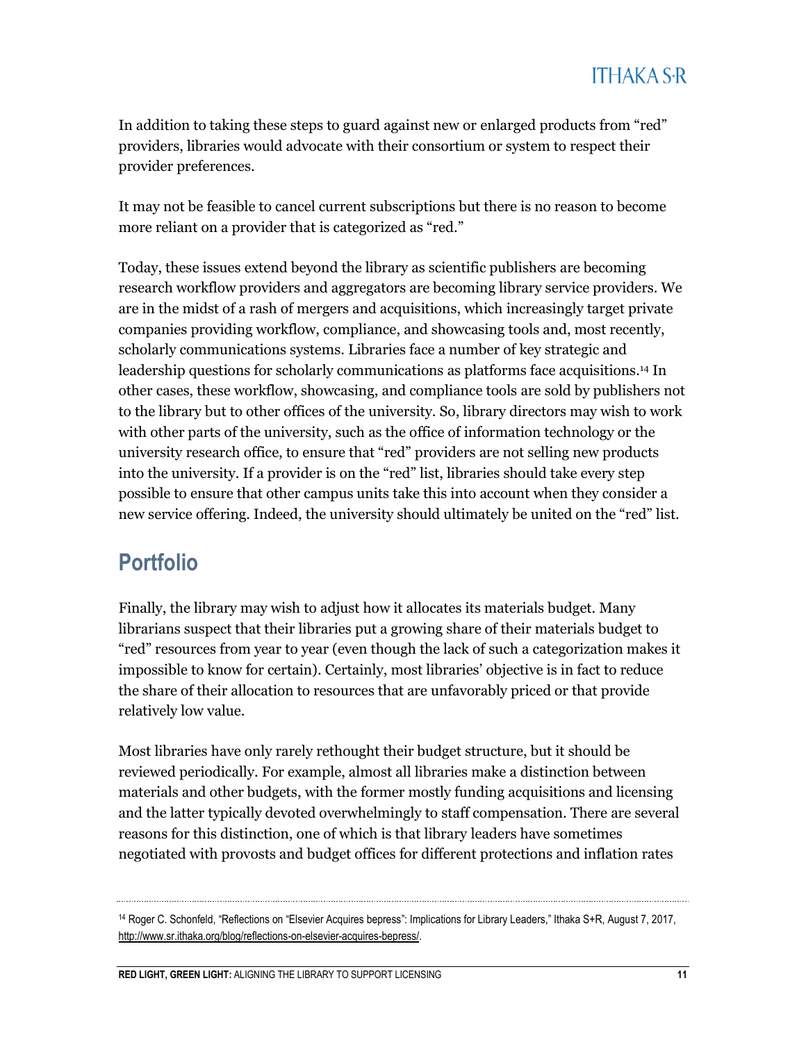In addition to taking these steps to guard against new or enlarged products from “red” providers, libraries would advocate with their consortium or system to respect their provider preferences.

It may not be feasible to cancel current subscriptions but there is no reason to become more reliant on a provider that is categorized as “red.”

Today, these issues extend beyond the library as scientific publishers are becoming research workflow providers and aggregators are becoming library service providers. We are in the midst of a rash of mergers and acquisitions, which increasingly target private companies providing workflow, compliance, and showcasing tools and, most recently, scholarly communications systems. Libraries face a number of key strategic and leadership questions for scholarly communications as platforms face acquisitions.[14] In other cases, these workflow, showcasing, and compliance tools are sold by publishers not to the library but to other offices of the university. So, library directors may wish to work with other parts of the university, such as the office of information technology or the university research office, to ensure that “red” providers are not selling new products into the university. If a provider is on the “red” list, libraries should take every step possible to ensure that other campus units take this into account when they consider a new service offering. Indeed, the university should ultimately be united on the “red” list.

## Portfolio

Finally, the library may wish to adjust how it allocates its materials budget. Many librarians suspect that their libraries put a growing share of their materials budget to “red” resources from year to year (even though the lack of such a categorization makes it impossible to know for certain). Certainly, most libraries' objective is in fact to reduce the share of their allocation to resources that are unfavorably priced or that provide relatively low value.

Most libraries have only rarely rethought their budget structure, but it should be reviewed periodically. For example, almost all libraries make a distinction between materials and other budgets, with the former mostly funding acquisitions and licensing and the latter typically devoted overwhelmingly to staff compensation. There are several reasons for this distinction, one of which is that library leaders have sometimes negotiated with provosts and budget offices for different protections and inflation rates

---

[14] Roger C. Schonfeld, “Reflections on “Elsevier Acquires bepress”: Implications for Library Leaders,” Ithaka S+R, August 7, 2017, http://www.sr.ithaka.org/blog/reflections-on-elsevier-acquires-bepress/.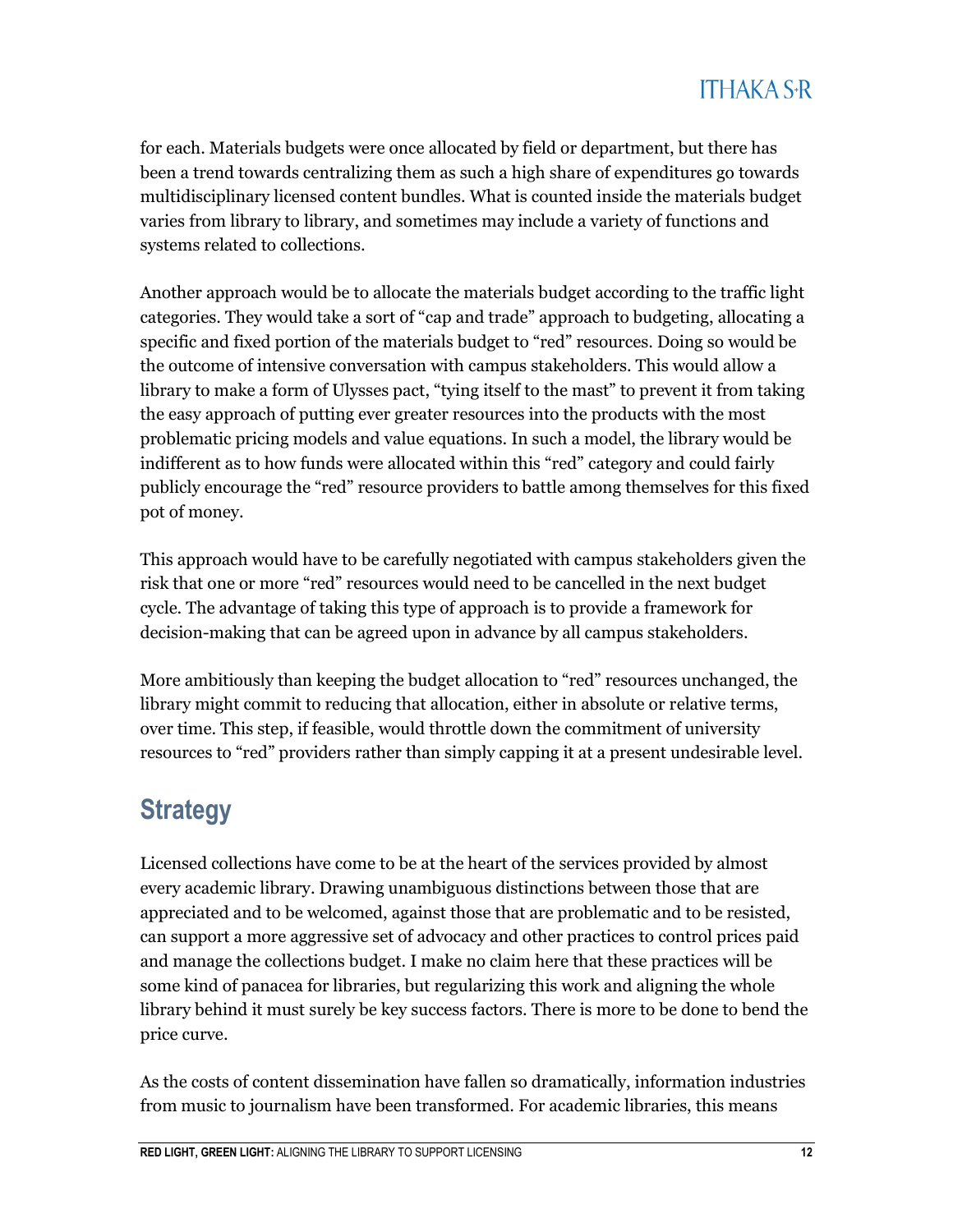for each. Materials budgets were once allocated by field or department, but there has been a trend towards centralizing them as such a high share of expenditures go towards multidisciplinary licensed content bundles. What is counted inside the materials budget varies from library to library, and sometimes may include a variety of functions and systems related to collections.

Another approach would be to allocate the materials budget according to the traffic light categories. They would take a sort of "cap and trade" approach to budgeting, allocating a specific and fixed portion of the materials budget to "red" resources. Doing so would be the outcome of intensive conversation with campus stakeholders. This would allow a library to make a form of Ulysses pact, "tying itself to the mast" to prevent it from taking the easy approach of putting ever greater resources into the products with the most problematic pricing models and value equations. In such a model, the library would be indifferent as to how funds were allocated within this "red" category and could fairly publicly encourage the "red" resource providers to battle among themselves for this fixed pot of money.

This approach would have to be carefully negotiated with campus stakeholders given the risk that one or more "red" resources would need to be cancelled in the next budget cycle. The advantage of taking this type of approach is to provide a framework for decision-making that can be agreed upon in advance by all campus stakeholders.

More ambitiously than keeping the budget allocation to "red" resources unchanged, the library might commit to reducing that allocation, either in absolute or relative terms, over time. This step, if feasible, would throttle down the commitment of university resources to "red" providers rather than simply capping it at a present undesirable level.

## Strategy

Licensed collections have come to be at the heart of the services provided by almost every academic library. Drawing unambiguous distinctions between those that are appreciated and to be welcomed, against those that are problematic and to be resisted, can support a more aggressive set of advocacy and other practices to control prices paid and manage the collections budget. I make no claim here that these practices will be some kind of panacea for libraries, but regularizing this work and aligning the whole library behind it must surely be key success factors. There is more to be done to bend the price curve.

As the costs of content dissemination have fallen so dramatically, information industries from music to journalism have been transformed. For academic libraries, this means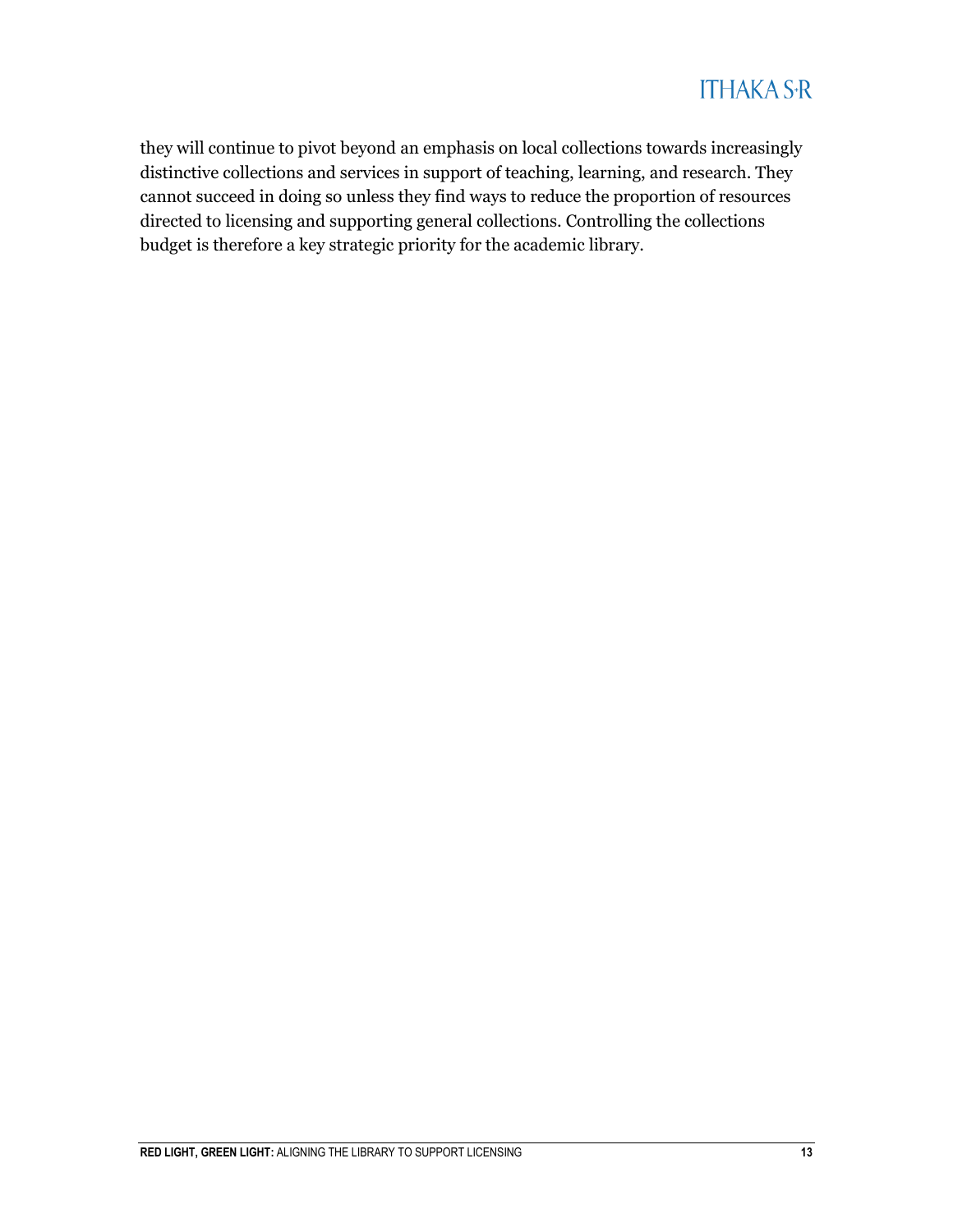they will continue to pivot beyond an emphasis on local collections towards increasingly distinctive collections and services in support of teaching, learning, and research. They cannot succeed in doing so unless they find ways to reduce the proportion of resources directed to licensing and supporting general collections. Controlling the collections budget is therefore a key strategic priority for the academic library.